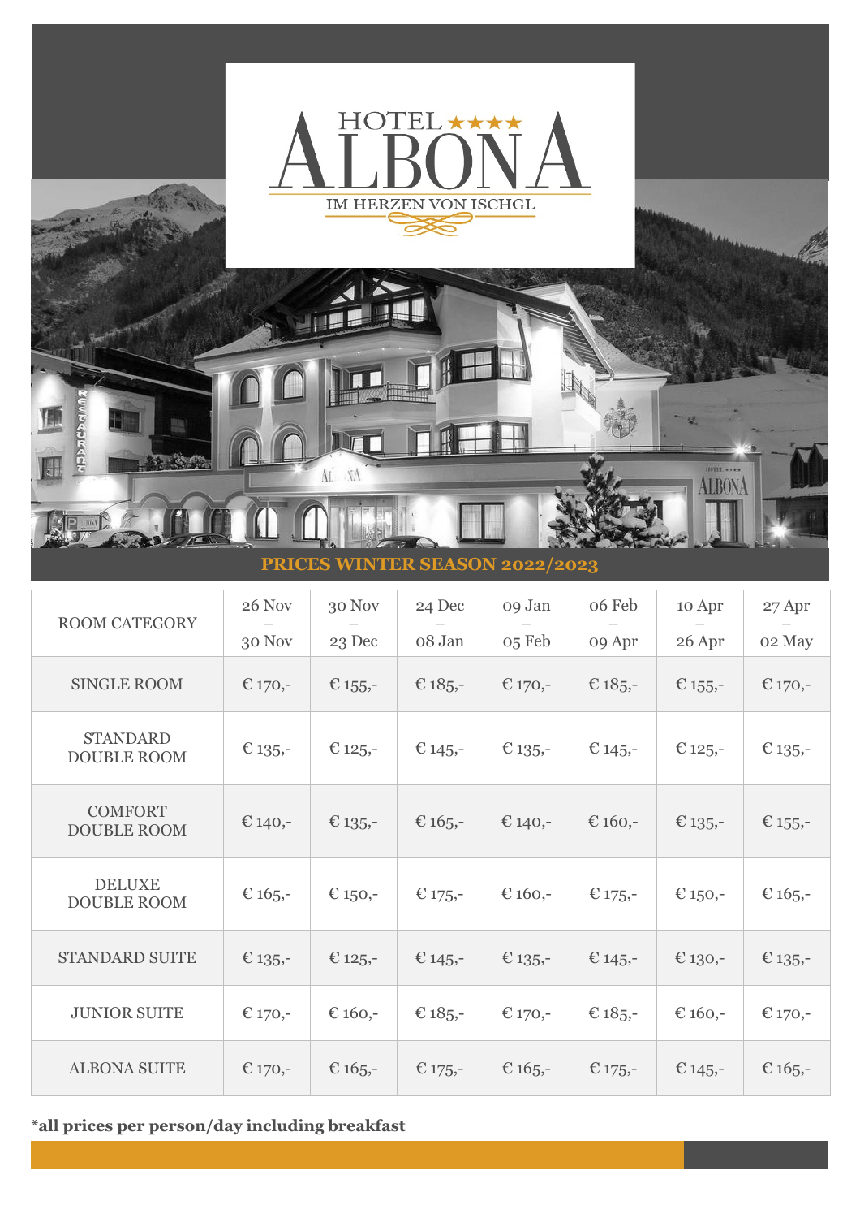# HOTEL ★★★★ ALBONA

IM HERZEN VON ISCHGL

## PRICES WINTER SEASON 2022/2023

| ROOM CATEGORY | 26 Nov – 30 Nov | 30 Nov – 23 Dec | 24 Dec – 08 Jan | 09 Jan – 05 Feb | 06 Feb – 09 Apr | 10 Apr – 26 Apr | 27 Apr – 02 May |
|---|---|---|---|---|---|---|---|
| SINGLE ROOM | € 170,- | € 155,- | € 185,- | € 170,- | € 185,- | € 155,- | € 170,- |
| STANDARD DOUBLE ROOM | € 135,- | € 125,- | € 145,- | € 135,- | € 145,- | € 125,- | € 135,- |
| COMFORT DOUBLE ROOM | € 140,- | € 135,- | € 165,- | € 140,- | € 160,- | € 135,- | € 155,- |
| DELUXE DOUBLE ROOM | € 165,- | € 150,- | € 175,- | € 160,- | € 175,- | € 150,- | € 165,- |
| STANDARD SUITE | € 135,- | € 125,- | € 145,- | € 135,- | € 145,- | € 130,- | € 135,- |
| JUNIOR SUITE | € 170,- | € 160,- | € 185,- | € 170,- | € 185,- | € 160,- | € 170,- |
| ALBONA SUITE | € 170,- | € 165,- | € 175,- | € 165,- | € 175,- | € 145,- | € 165,- |

**\*all prices per person/day including breakfast**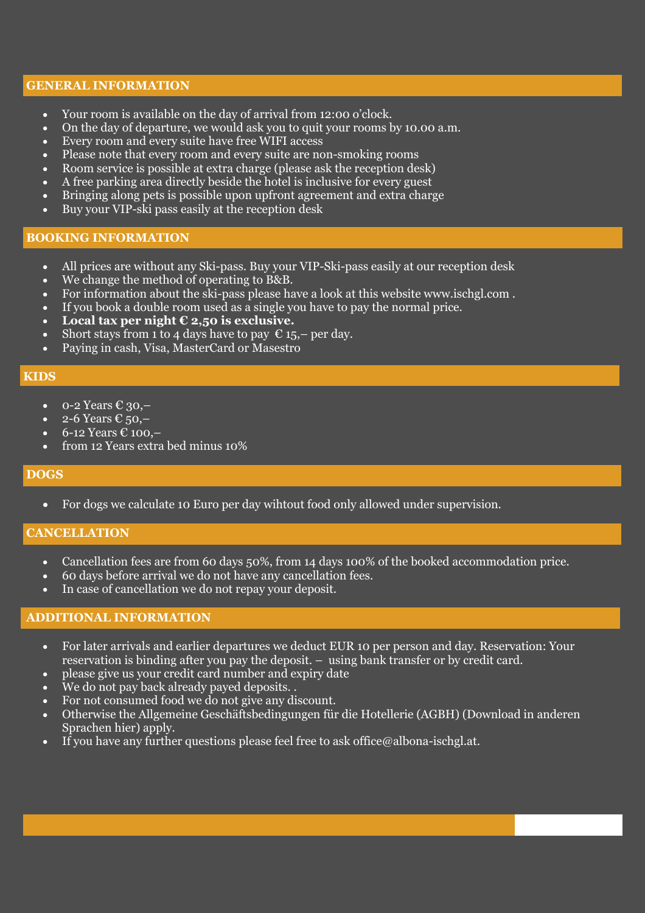## GENERAL INFORMATION

- Your room is available on the day of arrival from 12:00 o'clock.
- On the day of departure, we would ask you to quit your rooms by 10.00 a.m.
- Every room and every suite have free WIFI access
- Please note that every room and every suite are non-smoking rooms
- Room service is possible at extra charge (please ask the reception desk)
- A free parking area directly beside the hotel is inclusive for every guest
- Bringing along pets is possible upon upfront agreement and extra charge
- Buy your VIP-ski pass easily at the reception desk

## BOOKING INFORMATION

- All prices are without any Ski-pass. Buy your VIP-Ski-pass easily at our reception desk
- We change the method of operating to B&B.
- For information about the ski-pass please have a look at this website www.ischgl.com .
- If you book a double room used as a single you have to pay the normal price.
- **Local tax per night € 2,50 is exclusive.**
- Short stays from 1 to 4 days have to pay € 15,– per day.
- Paying in cash, Visa, MasterCard or Masestro

## KIDS

- 0-2 Years € 30,–
- 2-6 Years € 50,–
- 6-12 Years € 100,–
- from 12 Years extra bed minus 10%

## DOGS

- For dogs we calculate 10 Euro per day wihtout food only allowed under supervision.

## CANCELLATION

- Cancellation fees are from 60 days 50%, from 14 days 100% of the booked accommodation price.
- 60 days before arrival we do not have any cancellation fees.
- In case of cancellation we do not repay your deposit.

## ADDITIONAL INFORMATION

- For later arrivals and earlier departures we deduct EUR 10 per person and day. Reservation: Your reservation is binding after you pay the deposit. – using bank transfer or by credit card.
- please give us your credit card number and expiry date
- We do not pay back already payed deposits. .
- For not consumed food we do not give any discount.
- Otherwise the Allgemeine Geschäftsbedingungen für die Hotellerie (AGBH) (Download in anderen Sprachen hier) apply.
- If you have any further questions please feel free to ask office@albona-ischgl.at.